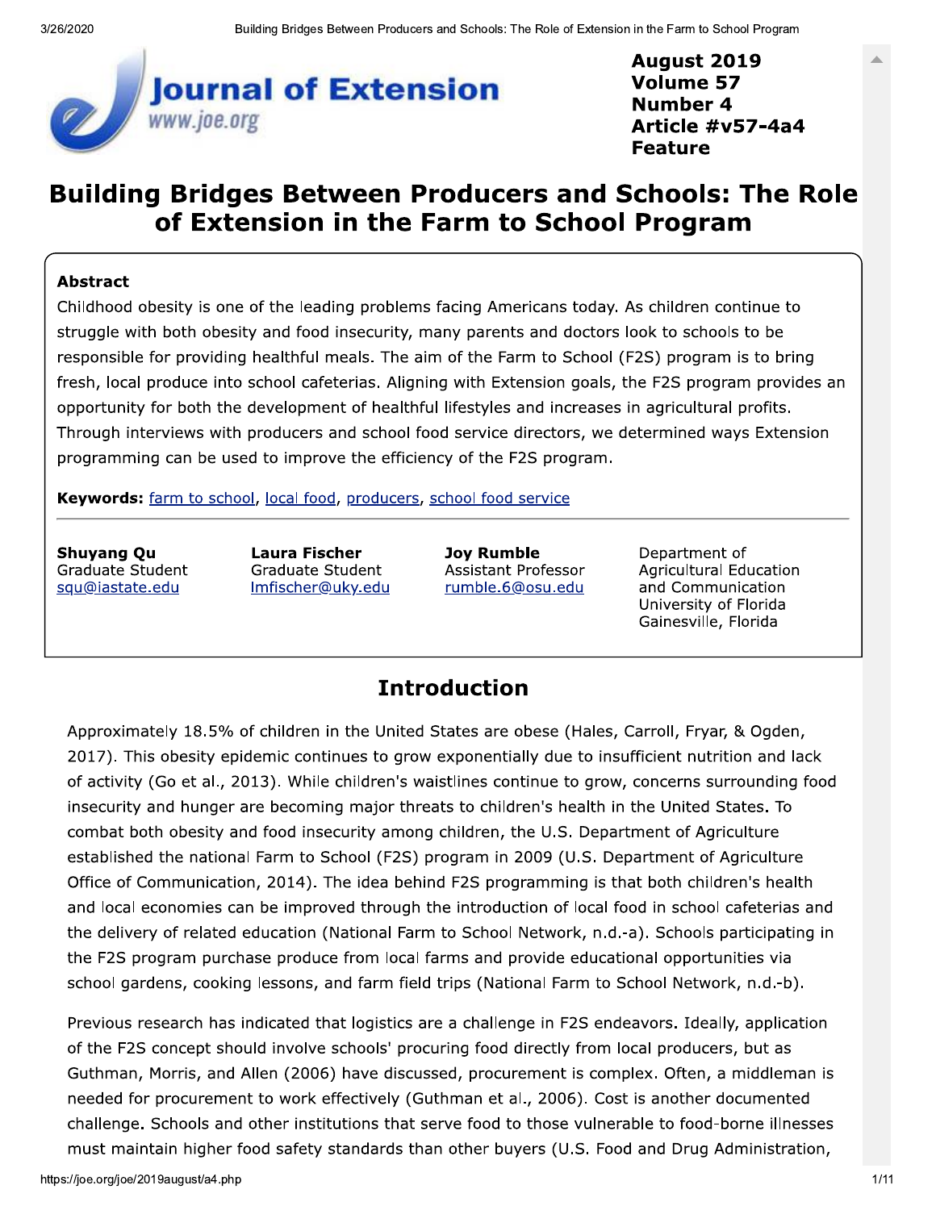**August 2019**
**Volume 57**
**Number 4**
**Article #v57-4a4**
**Feature**

# Building Bridges Between Producers and Schools: The Role of Extension in the Farm to School Program

### Abstract

Childhood obesity is one of the leading problems facing Americans today. As children continue to struggle with both obesity and food insecurity, many parents and doctors look to schools to be responsible for providing healthful meals. The aim of the Farm to School (F2S) program is to bring fresh, local produce into school cafeterias. Aligning with Extension goals, the F2S program provides an opportunity for both the development of healthful lifestyles and increases in agricultural profits. Through interviews with producers and school food service directors, we determined ways Extension programming can be used to improve the efficiency of the F2S program.

**Keywords:** farm to school, local food, producers, school food service

**Shuyang Qu**
Graduate Student
squ@iastate.edu

**Laura Fischer**
Graduate Student
lmfischer@uky.edu

**Joy Rumble**
Assistant Professor
rumble.6@osu.edu

Department of Agricultural Education and Communication
University of Florida
Gainesville, Florida

## Introduction

Approximately 18.5% of children in the United States are obese (Hales, Carroll, Fryar, & Ogden, 2017). This obesity epidemic continues to grow exponentially due to insufficient nutrition and lack of activity (Go et al., 2013). While children's waistlines continue to grow, concerns surrounding food insecurity and hunger are becoming major threats to children's health in the United States. To combat both obesity and food insecurity among children, the U.S. Department of Agriculture established the national Farm to School (F2S) program in 2009 (U.S. Department of Agriculture Office of Communication, 2014). The idea behind F2S programming is that both children's health and local economies can be improved through the introduction of local food in school cafeterias and the delivery of related education (National Farm to School Network, n.d.-a). Schools participating in the F2S program purchase produce from local farms and provide educational opportunities via school gardens, cooking lessons, and farm field trips (National Farm to School Network, n.d.-b).

Previous research has indicated that logistics are a challenge in F2S endeavors. Ideally, application of the F2S concept should involve schools' procuring food directly from local producers, but as Guthman, Morris, and Allen (2006) have discussed, procurement is complex. Often, a middleman is needed for procurement to work effectively (Guthman et al., 2006). Cost is another documented challenge. Schools and other institutions that serve food to those vulnerable to food-borne illnesses must maintain higher food safety standards than other buyers (U.S. Food and Drug Administration,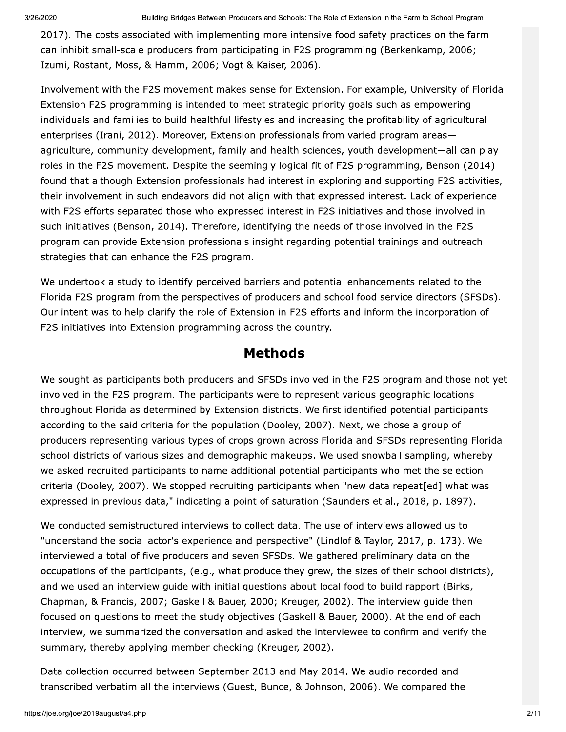2017). The costs associated with implementing more intensive food safety practices on the farm can inhibit small-scale producers from participating in F2S programming (Berkenkamp, 2006; Izumi, Rostant, Moss, & Hamm, 2006; Vogt & Kaiser, 2006).

Involvement with the F2S movement makes sense for Extension. For example, University of Florida Extension F2S programming is intended to meet strategic priority goals such as empowering individuals and families to build healthful lifestyles and increasing the profitability of agricultural enterprises (Irani, 2012). Moreover, Extension professionals from varied program areas—agriculture, community development, family and health sciences, youth development—all can play roles in the F2S movement. Despite the seemingly logical fit of F2S programming, Benson (2014) found that although Extension professionals had interest in exploring and supporting F2S activities, their involvement in such endeavors did not align with that expressed interest. Lack of experience with F2S efforts separated those who expressed interest in F2S initiatives and those involved in such initiatives (Benson, 2014). Therefore, identifying the needs of those involved in the F2S program can provide Extension professionals insight regarding potential trainings and outreach strategies that can enhance the F2S program.

We undertook a study to identify perceived barriers and potential enhancements related to the Florida F2S program from the perspectives of producers and school food service directors (SFSDs). Our intent was to help clarify the role of Extension in F2S efforts and inform the incorporation of F2S initiatives into Extension programming across the country.

## Methods

We sought as participants both producers and SFSDs involved in the F2S program and those not yet involved in the F2S program. The participants were to represent various geographic locations throughout Florida as determined by Extension districts. We first identified potential participants according to the said criteria for the population (Dooley, 2007). Next, we chose a group of producers representing various types of crops grown across Florida and SFSDs representing Florida school districts of various sizes and demographic makeups. We used snowball sampling, whereby we asked recruited participants to name additional potential participants who met the selection criteria (Dooley, 2007). We stopped recruiting participants when "new data repeat[ed] what was expressed in previous data," indicating a point of saturation (Saunders et al., 2018, p. 1897).

We conducted semistructured interviews to collect data. The use of interviews allowed us to "understand the social actor's experience and perspective" (Lindlof & Taylor, 2017, p. 173). We interviewed a total of five producers and seven SFSDs. We gathered preliminary data on the occupations of the participants, (e.g., what produce they grew, the sizes of their school districts), and we used an interview guide with initial questions about local food to build rapport (Birks, Chapman, & Francis, 2007; Gaskell & Bauer, 2000; Kreuger, 2002). The interview guide then focused on questions to meet the study objectives (Gaskell & Bauer, 2000). At the end of each interview, we summarized the conversation and asked the interviewee to confirm and verify the summary, thereby applying member checking (Kreuger, 2002).

Data collection occurred between September 2013 and May 2014. We audio recorded and transcribed verbatim all the interviews (Guest, Bunce, & Johnson, 2006). We compared the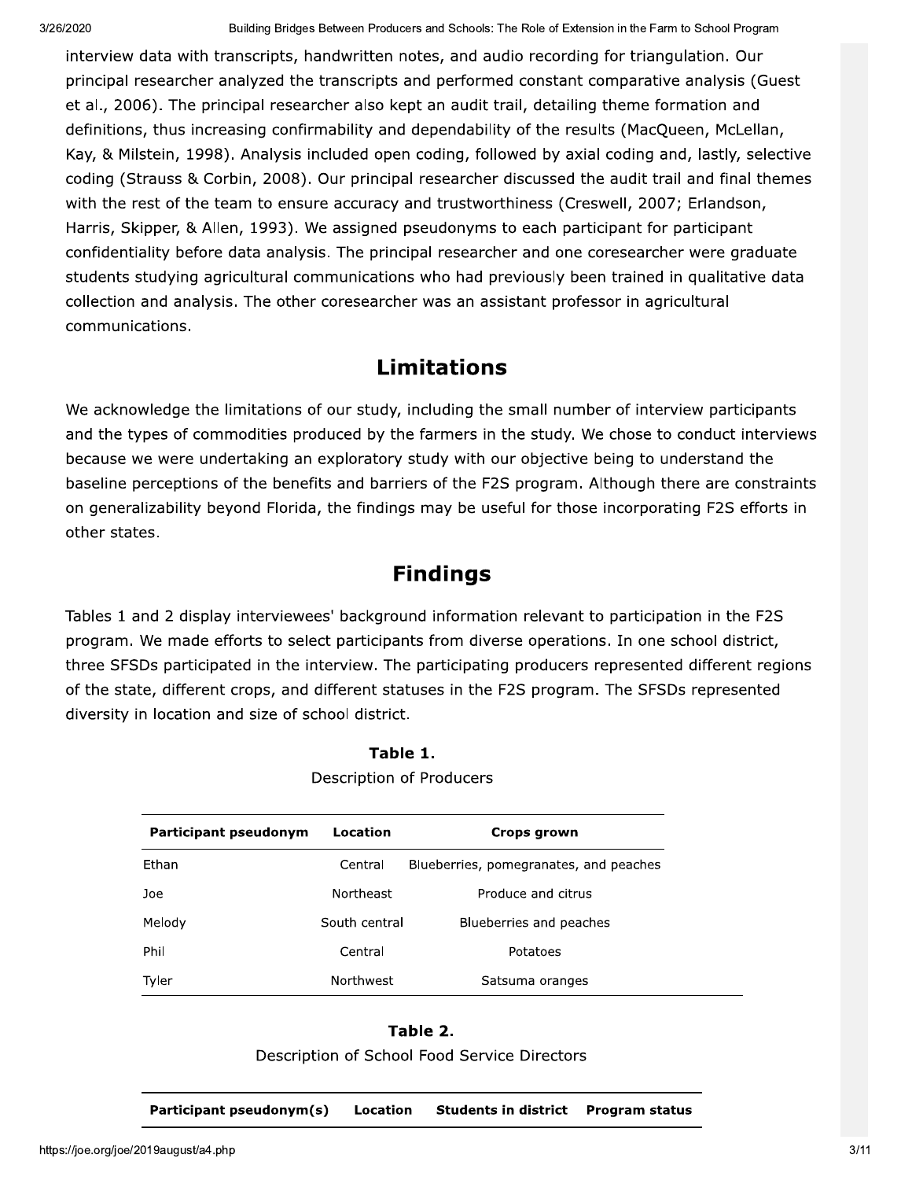interview data with transcripts, handwritten notes, and audio recording for triangulation. Our principal researcher analyzed the transcripts and performed constant comparative analysis (Guest et al., 2006). The principal researcher also kept an audit trail, detailing theme formation and definitions, thus increasing confirmability and dependability of the results (MacQueen, McLellan, Kay, & Milstein, 1998). Analysis included open coding, followed by axial coding and, lastly, selective coding (Strauss & Corbin, 2008). Our principal researcher discussed the audit trail and final themes with the rest of the team to ensure accuracy and trustworthiness (Creswell, 2007; Erlandson, Harris, Skipper, & Allen, 1993). We assigned pseudonyms to each participant for participant confidentiality before data analysis. The principal researcher and one coresearcher were graduate students studying agricultural communications who had previously been trained in qualitative data collection and analysis. The other coresearcher was an assistant professor in agricultural communications.

## Limitations

We acknowledge the limitations of our study, including the small number of interview participants and the types of commodities produced by the farmers in the study. We chose to conduct interviews because we were undertaking an exploratory study with our objective being to understand the baseline perceptions of the benefits and barriers of the F2S program. Although there are constraints on generalizability beyond Florida, the findings may be useful for those incorporating F2S efforts in other states.

## Findings

Tables 1 and 2 display interviewees' background information relevant to participation in the F2S program. We made efforts to select participants from diverse operations. In one school district, three SFSDs participated in the interview. The participating producers represented different regions of the state, different crops, and different statuses in the F2S program. The SFSDs represented diversity in location and size of school district.

**Table 1.**
Description of Producers

| Participant pseudonym | Location | Crops grown |
|---|---|---|
| Ethan | Central | Blueberries, pomegranates, and peaches |
| Joe | Northeast | Produce and citrus |
| Melody | South central | Blueberries and peaches |
| Phil | Central | Potatoes |
| Tyler | Northwest | Satsuma oranges |

**Table 2.**
Description of School Food Service Directors

| Participant pseudonym(s) | Location | Students in district | Program status |
|---|---|---|---|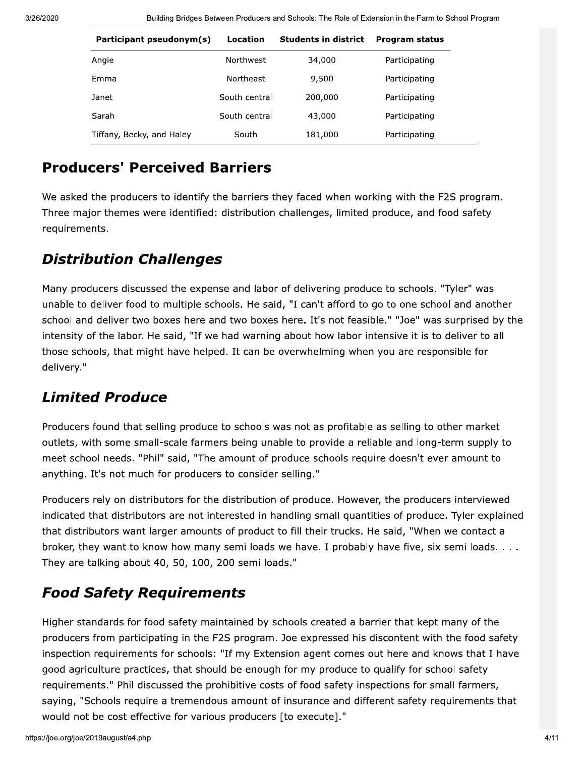| Participant pseudonym(s) | Location | Students in district | Program status |
|---|---|---|---|
| Angie | Northwest | 34,000 | Participating |
| Emma | Northeast | 9,500 | Participating |
| Janet | South central | 200,000 | Participating |
| Sarah | South central | 43,000 | Participating |
| Tiffany, Becky, and Haley | South | 181,000 | Participating |

## Producers' Perceived Barriers

We asked the producers to identify the barriers they faced when working with the F2S program. Three major themes were identified: distribution challenges, limited produce, and food safety requirements.

### *Distribution Challenges*

Many producers discussed the expense and labor of delivering produce to schools. "Tyler" was unable to deliver food to multiple schools. He said, "I can't afford to go to one school and another school and deliver two boxes here and two boxes here. It's not feasible." "Joe" was surprised by the intensity of the labor. He said, "If we had warning about how labor intensive it is to deliver to all those schools, that might have helped. It can be overwhelming when you are responsible for delivery."

### *Limited Produce*

Producers found that selling produce to schools was not as profitable as selling to other market outlets, with some small-scale farmers being unable to provide a reliable and long-term supply to meet school needs. "Phil" said, "The amount of produce schools require doesn't ever amount to anything. It's not much for producers to consider selling."

Producers rely on distributors for the distribution of produce. However, the producers interviewed indicated that distributors are not interested in handling small quantities of produce. Tyler explained that distributors want larger amounts of product to fill their trucks. He said, "When we contact a broker, they want to know how many semi loads we have. I probably have five, six semi loads. . . . They are talking about 40, 50, 100, 200 semi loads."

### *Food Safety Requirements*

Higher standards for food safety maintained by schools created a barrier that kept many of the producers from participating in the F2S program. Joe expressed his discontent with the food safety inspection requirements for schools: "If my Extension agent comes out here and knows that I have good agriculture practices, that should be enough for my produce to qualify for school safety requirements." Phil discussed the prohibitive costs of food safety inspections for small farmers, saying, "Schools require a tremendous amount of insurance and different safety requirements that would not be cost effective for various producers [to execute]."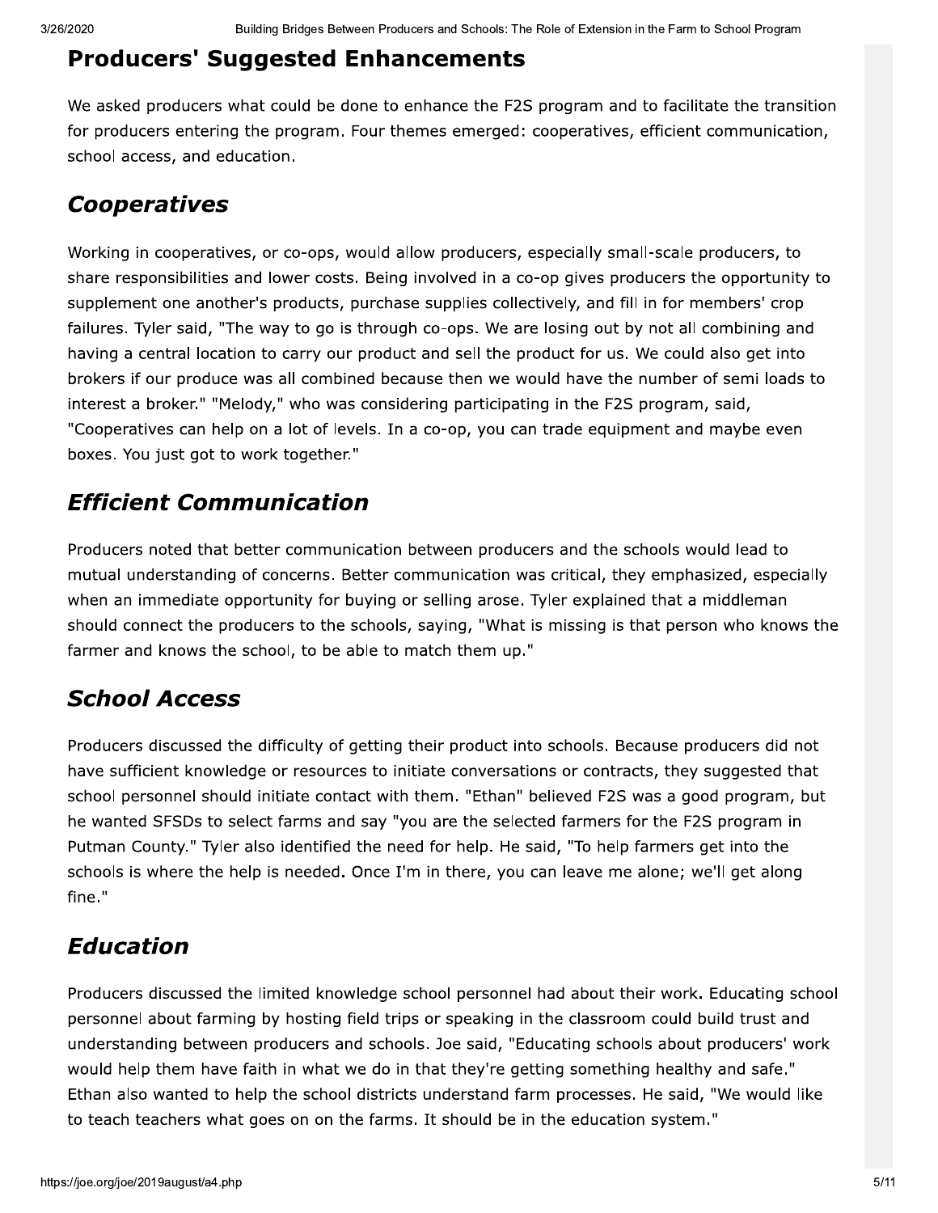## Producers' Suggested Enhancements

We asked producers what could be done to enhance the F2S program and to facilitate the transition for producers entering the program. Four themes emerged: cooperatives, efficient communication, school access, and education.

### *Cooperatives*

Working in cooperatives, or co-ops, would allow producers, especially small-scale producers, to share responsibilities and lower costs. Being involved in a co-op gives producers the opportunity to supplement one another's products, purchase supplies collectively, and fill in for members' crop failures. Tyler said, "The way to go is through co-ops. We are losing out by not all combining and having a central location to carry our product and sell the product for us. We could also get into brokers if our produce was all combined because then we would have the number of semi loads to interest a broker." "Melody," who was considering participating in the F2S program, said, "Cooperatives can help on a lot of levels. In a co-op, you can trade equipment and maybe even boxes. You just got to work together."

### *Efficient Communication*

Producers noted that better communication between producers and the schools would lead to mutual understanding of concerns. Better communication was critical, they emphasized, especially when an immediate opportunity for buying or selling arose. Tyler explained that a middleman should connect the producers to the schools, saying, "What is missing is that person who knows the farmer and knows the school, to be able to match them up."

### *School Access*

Producers discussed the difficulty of getting their product into schools. Because producers did not have sufficient knowledge or resources to initiate conversations or contracts, they suggested that school personnel should initiate contact with them. "Ethan" believed F2S was a good program, but he wanted SFSDs to select farms and say "you are the selected farmers for the F2S program in Putman County." Tyler also identified the need for help. He said, "To help farmers get into the schools is where the help is needed. Once I'm in there, you can leave me alone; we'll get along fine."

### *Education*

Producers discussed the limited knowledge school personnel had about their work. Educating school personnel about farming by hosting field trips or speaking in the classroom could build trust and understanding between producers and schools. Joe said, "Educating schools about producers' work would help them have faith in what we do in that they're getting something healthy and safe." Ethan also wanted to help the school districts understand farm processes. He said, "We would like to teach teachers what goes on on the farms. It should be in the education system."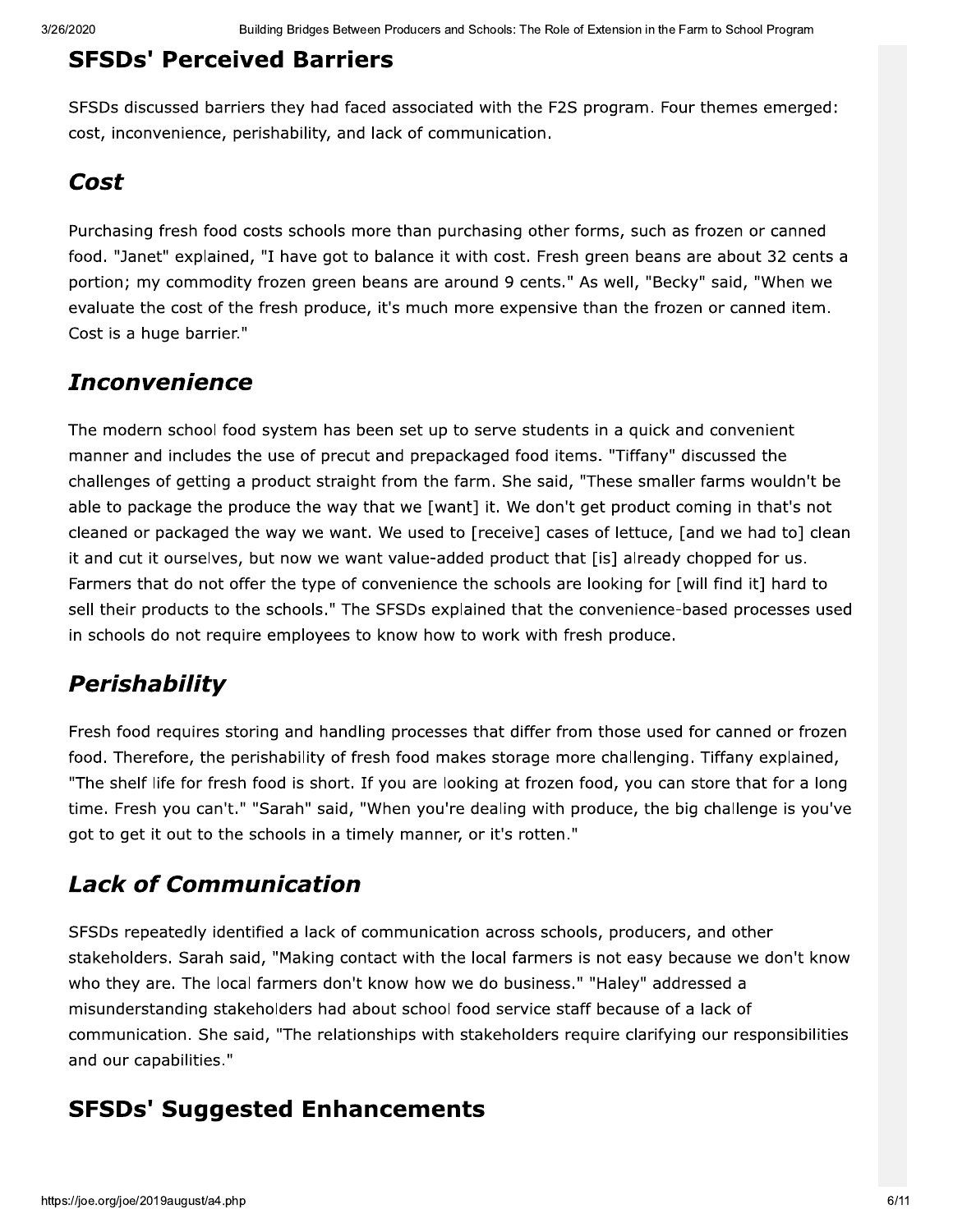## SFSDs' Perceived Barriers

SFSDs discussed barriers they had faced associated with the F2S program. Four themes emerged: cost, inconvenience, perishability, and lack of communication.

### *Cost*

Purchasing fresh food costs schools more than purchasing other forms, such as frozen or canned food. "Janet" explained, "I have got to balance it with cost. Fresh green beans are about 32 cents a portion; my commodity frozen green beans are around 9 cents." As well, "Becky" said, "When we evaluate the cost of the fresh produce, it's much more expensive than the frozen or canned item. Cost is a huge barrier."

### *Inconvenience*

The modern school food system has been set up to serve students in a quick and convenient manner and includes the use of precut and prepackaged food items. "Tiffany" discussed the challenges of getting a product straight from the farm. She said, "These smaller farms wouldn't be able to package the produce the way that we [want] it. We don't get product coming in that's not cleaned or packaged the way we want. We used to [receive] cases of lettuce, [and we had to] clean it and cut it ourselves, but now we want value-added product that [is] already chopped for us. Farmers that do not offer the type of convenience the schools are looking for [will find it] hard to sell their products to the schools." The SFSDs explained that the convenience-based processes used in schools do not require employees to know how to work with fresh produce.

### *Perishability*

Fresh food requires storing and handling processes that differ from those used for canned or frozen food. Therefore, the perishability of fresh food makes storage more challenging. Tiffany explained, "The shelf life for fresh food is short. If you are looking at frozen food, you can store that for a long time. Fresh you can't." "Sarah" said, "When you're dealing with produce, the big challenge is you've got to get it out to the schools in a timely manner, or it's rotten."

### *Lack of Communication*

SFSDs repeatedly identified a lack of communication across schools, producers, and other stakeholders. Sarah said, "Making contact with the local farmers is not easy because we don't know who they are. The local farmers don't know how we do business." "Haley" addressed a misunderstanding stakeholders had about school food service staff because of a lack of communication. She said, "The relationships with stakeholders require clarifying our responsibilities and our capabilities."

## SFSDs' Suggested Enhancements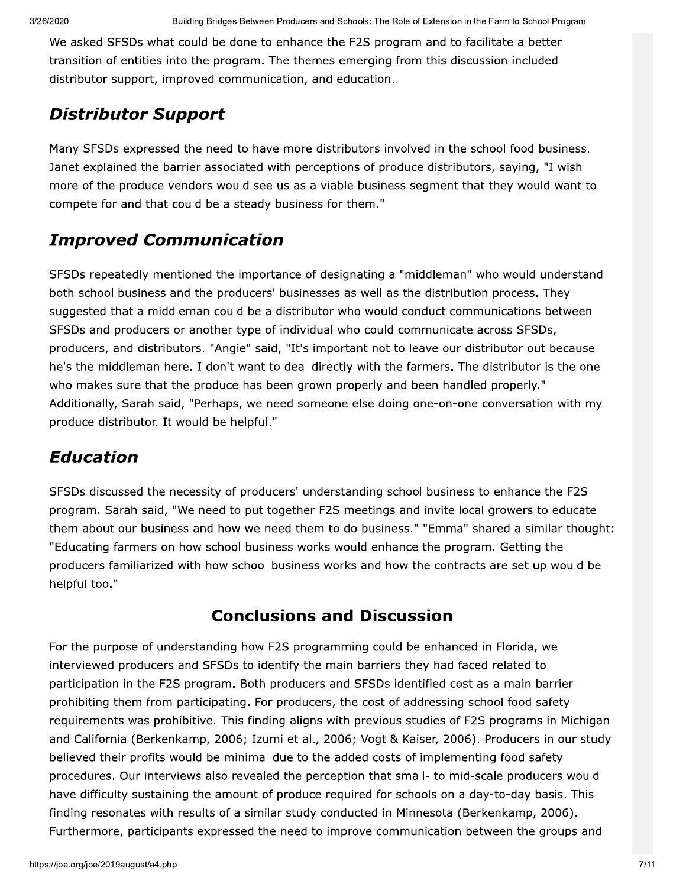We asked SFSDs what could be done to enhance the F2S program and to facilitate a better transition of entities into the program. The themes emerging from this discussion included distributor support, improved communication, and education.

## *Distributor Support*

Many SFSDs expressed the need to have more distributors involved in the school food business. Janet explained the barrier associated with perceptions of produce distributors, saying, "I wish more of the produce vendors would see us as a viable business segment that they would want to compete for and that could be a steady business for them."

## *Improved Communication*

SFSDs repeatedly mentioned the importance of designating a "middleman" who would understand both school business and the producers' businesses as well as the distribution process. They suggested that a middleman could be a distributor who would conduct communications between SFSDs and producers or another type of individual who could communicate across SFSDs, producers, and distributors. "Angie" said, "It's important not to leave our distributor out because he's the middleman here. I don't want to deal directly with the farmers. The distributor is the one who makes sure that the produce has been grown properly and been handled properly." Additionally, Sarah said, "Perhaps, we need someone else doing one-on-one conversation with my produce distributor. It would be helpful."

## *Education*

SFSDs discussed the necessity of producers' understanding school business to enhance the F2S program. Sarah said, "We need to put together F2S meetings and invite local growers to educate them about our business and how we need them to do business." "Emma" shared a similar thought: "Educating farmers on how school business works would enhance the program. Getting the producers familiarized with how school business works and how the contracts are set up would be helpful too."

## Conclusions and Discussion

For the purpose of understanding how F2S programming could be enhanced in Florida, we interviewed producers and SFSDs to identify the main barriers they had faced related to participation in the F2S program. Both producers and SFSDs identified cost as a main barrier prohibiting them from participating. For producers, the cost of addressing school food safety requirements was prohibitive. This finding aligns with previous studies of F2S programs in Michigan and California (Berkenkamp, 2006; Izumi et al., 2006; Vogt & Kaiser, 2006). Producers in our study believed their profits would be minimal due to the added costs of implementing food safety procedures. Our interviews also revealed the perception that small- to mid-scale producers would have difficulty sustaining the amount of produce required for schools on a day-to-day basis. This finding resonates with results of a similar study conducted in Minnesota (Berkenkamp, 2006). Furthermore, participants expressed the need to improve communication between the groups and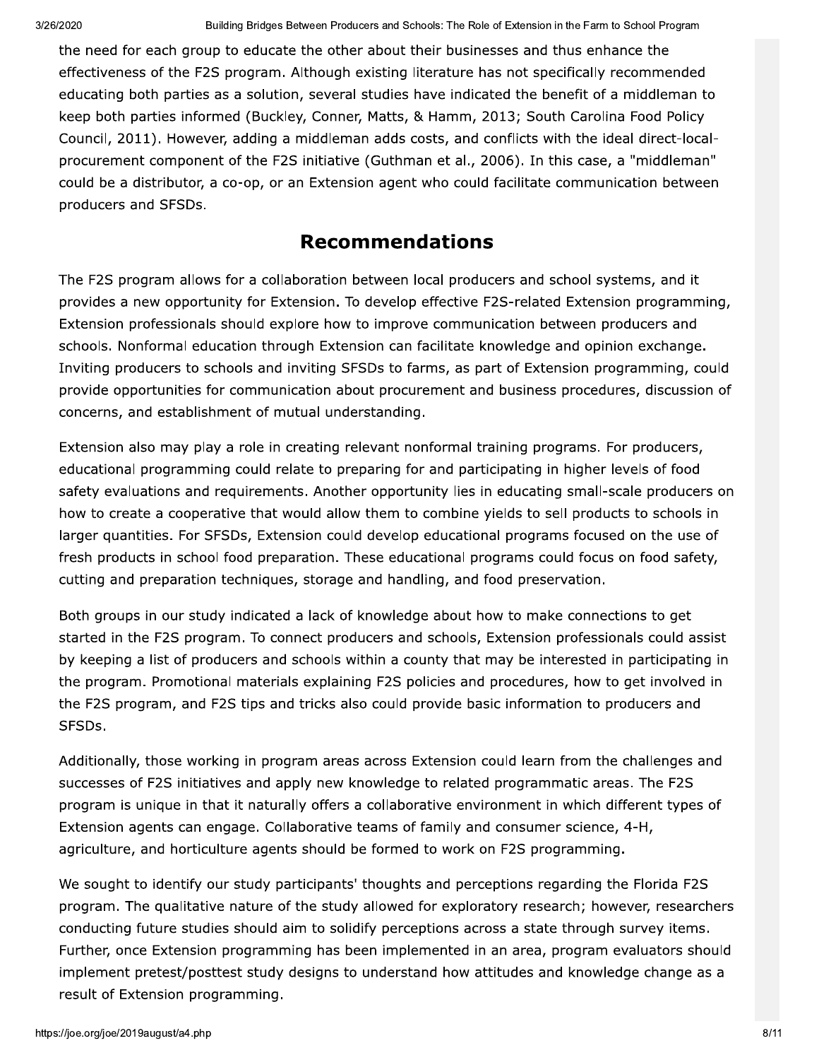the need for each group to educate the other about their businesses and thus enhance the effectiveness of the F2S program. Although existing literature has not specifically recommended educating both parties as a solution, several studies have indicated the benefit of a middleman to keep both parties informed (Buckley, Conner, Matts, & Hamm, 2013; South Carolina Food Policy Council, 2011). However, adding a middleman adds costs, and conflicts with the ideal direct-local-procurement component of the F2S initiative (Guthman et al., 2006). In this case, a "middleman" could be a distributor, a co-op, or an Extension agent who could facilitate communication between producers and SFSDs.

## Recommendations

The F2S program allows for a collaboration between local producers and school systems, and it provides a new opportunity for Extension. To develop effective F2S-related Extension programming, Extension professionals should explore how to improve communication between producers and schools. Nonformal education through Extension can facilitate knowledge and opinion exchange. Inviting producers to schools and inviting SFSDs to farms, as part of Extension programming, could provide opportunities for communication about procurement and business procedures, discussion of concerns, and establishment of mutual understanding.

Extension also may play a role in creating relevant nonformal training programs. For producers, educational programming could relate to preparing for and participating in higher levels of food safety evaluations and requirements. Another opportunity lies in educating small-scale producers on how to create a cooperative that would allow them to combine yields to sell products to schools in larger quantities. For SFSDs, Extension could develop educational programs focused on the use of fresh products in school food preparation. These educational programs could focus on food safety, cutting and preparation techniques, storage and handling, and food preservation.

Both groups in our study indicated a lack of knowledge about how to make connections to get started in the F2S program. To connect producers and schools, Extension professionals could assist by keeping a list of producers and schools within a county that may be interested in participating in the program. Promotional materials explaining F2S policies and procedures, how to get involved in the F2S program, and F2S tips and tricks also could provide basic information to producers and SFSDs.

Additionally, those working in program areas across Extension could learn from the challenges and successes of F2S initiatives and apply new knowledge to related programmatic areas. The F2S program is unique in that it naturally offers a collaborative environment in which different types of Extension agents can engage. Collaborative teams of family and consumer science, 4-H, agriculture, and horticulture agents should be formed to work on F2S programming.

We sought to identify our study participants' thoughts and perceptions regarding the Florida F2S program. The qualitative nature of the study allowed for exploratory research; however, researchers conducting future studies should aim to solidify perceptions across a state through survey items. Further, once Extension programming has been implemented in an area, program evaluators should implement pretest/posttest study designs to understand how attitudes and knowledge change as a result of Extension programming.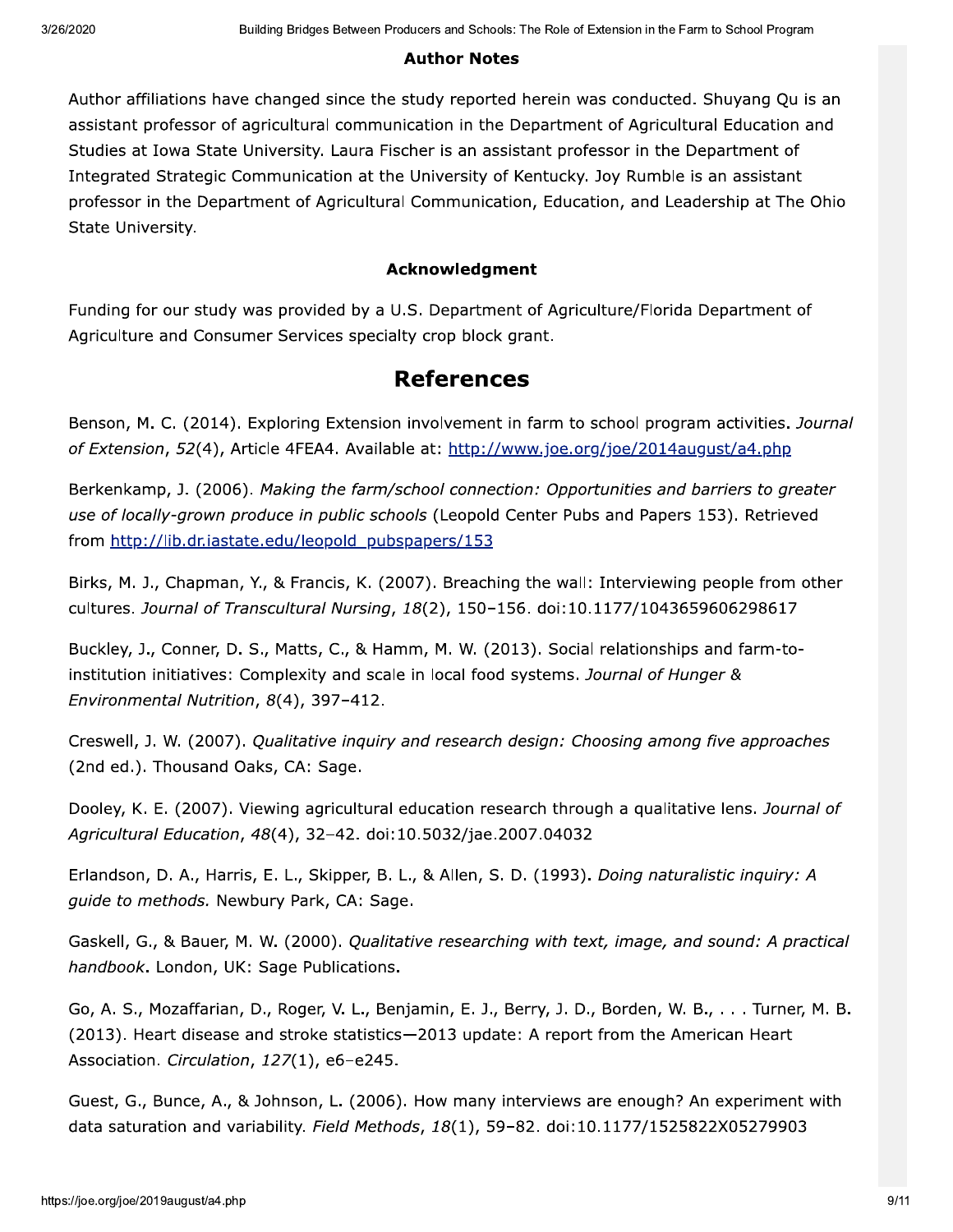### Author Notes

Author affiliations have changed since the study reported herein was conducted. Shuyang Qu is an assistant professor of agricultural communication in the Department of Agricultural Education and Studies at Iowa State University. Laura Fischer is an assistant professor in the Department of Integrated Strategic Communication at the University of Kentucky. Joy Rumble is an assistant professor in the Department of Agricultural Communication, Education, and Leadership at The Ohio State University.

### Acknowledgment

Funding for our study was provided by a U.S. Department of Agriculture/Florida Department of Agriculture and Consumer Services specialty crop block grant.

## References

Benson, M. C. (2014). Exploring Extension involvement in farm to school program activities. *Journal of Extension*, *52*(4), Article 4FEA4. Available at: http://www.joe.org/joe/2014august/a4.php

Berkenkamp, J. (2006). *Making the farm/school connection: Opportunities and barriers to greater use of locally-grown produce in public schools* (Leopold Center Pubs and Papers 153). Retrieved from http://lib.dr.iastate.edu/leopold_pubspapers/153

Birks, M. J., Chapman, Y., & Francis, K. (2007). Breaching the wall: Interviewing people from other cultures. *Journal of Transcultural Nursing*, *18*(2), 150–156. doi:10.1177/1043659606298617

Buckley, J., Conner, D. S., Matts, C., & Hamm, M. W. (2013). Social relationships and farm-to-institution initiatives: Complexity and scale in local food systems. *Journal of Hunger & Environmental Nutrition*, *8*(4), 397–412.

Creswell, J. W. (2007). *Qualitative inquiry and research design: Choosing among five approaches* (2nd ed.). Thousand Oaks, CA: Sage.

Dooley, K. E. (2007). Viewing agricultural education research through a qualitative lens. *Journal of Agricultural Education*, *48*(4), 32–42. doi:10.5032/jae.2007.04032

Erlandson, D. A., Harris, E. L., Skipper, B. L., & Allen, S. D. (1993). *Doing naturalistic inquiry: A guide to methods.* Newbury Park, CA: Sage.

Gaskell, G., & Bauer, M. W. (2000). *Qualitative researching with text, image, and sound: A practical handbook*. London, UK: Sage Publications.

Go, A. S., Mozaffarian, D., Roger, V. L., Benjamin, E. J., Berry, J. D., Borden, W. B., . . . Turner, M. B. (2013). Heart disease and stroke statistics—2013 update: A report from the American Heart Association. *Circulation*, *127*(1), e6–e245.

Guest, G., Bunce, A., & Johnson, L. (2006). How many interviews are enough? An experiment with data saturation and variability. *Field Methods*, *18*(1), 59–82. doi:10.1177/1525822X05279903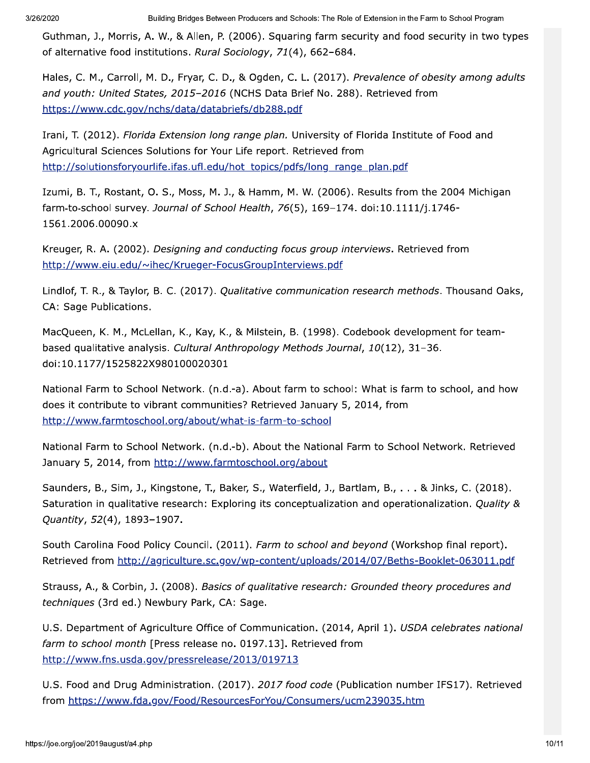Guthman, J., Morris, A. W., & Allen, P. (2006). Squaring farm security and food security in two types of alternative food institutions. *Rural Sociology*, *71*(4), 662–684.

Hales, C. M., Carroll, M. D., Fryar, C. D., & Ogden, C. L. (2017). *Prevalence of obesity among adults and youth: United States, 2015–2016* (NCHS Data Brief No. 288). Retrieved from https://www.cdc.gov/nchs/data/databriefs/db288.pdf

Irani, T. (2012). *Florida Extension long range plan.* University of Florida Institute of Food and Agricultural Sciences Solutions for Your Life report. Retrieved from http://solutionsforyourlife.ifas.ufl.edu/hot_topics/pdfs/long_range_plan.pdf

Izumi, B. T., Rostant, O. S., Moss, M. J., & Hamm, M. W. (2006). Results from the 2004 Michigan farm-to-school survey. *Journal of School Health*, *76*(5), 169–174. doi:10.1111/j.1746-1561.2006.00090.x

Kreuger, R. A. (2002). *Designing and conducting focus group interviews*. Retrieved from http://www.eiu.edu/~ihec/Krueger-FocusGroupInterviews.pdf

Lindlof, T. R., & Taylor, B. C. (2017). *Qualitative communication research methods*. Thousand Oaks, CA: Sage Publications.

MacQueen, K. M., McLellan, K., Kay, K., & Milstein, B. (1998). Codebook development for team-based qualitative analysis. *Cultural Anthropology Methods Journal*, *10*(12), 31–36. doi:10.1177/1525822X980100020301

National Farm to School Network. (n.d.-a). About farm to school: What is farm to school, and how does it contribute to vibrant communities? Retrieved January 5, 2014, from http://www.farmtoschool.org/about/what-is-farm-to-school

National Farm to School Network. (n.d.-b). About the National Farm to School Network. Retrieved January 5, 2014, from http://www.farmtoschool.org/about

Saunders, B., Sim, J., Kingstone, T., Baker, S., Waterfield, J., Bartlam, B., . . . & Jinks, C. (2018). Saturation in qualitative research: Exploring its conceptualization and operationalization. *Quality & Quantity*, *52*(4), 1893–1907.

South Carolina Food Policy Council. (2011). *Farm to school and beyond* (Workshop final report). Retrieved from http://agriculture.sc.gov/wp-content/uploads/2014/07/Beths-Booklet-063011.pdf

Strauss, A., & Corbin, J. (2008). *Basics of qualitative research: Grounded theory procedures and techniques* (3rd ed.) Newbury Park, CA: Sage.

U.S. Department of Agriculture Office of Communication. (2014, April 1). *USDA celebrates national farm to school month* [Press release no. 0197.13]. Retrieved from http://www.fns.usda.gov/pressrelease/2013/019713

U.S. Food and Drug Administration. (2017). *2017 food code* (Publication number IFS17). Retrieved from https://www.fda.gov/Food/ResourcesForYou/Consumers/ucm239035.htm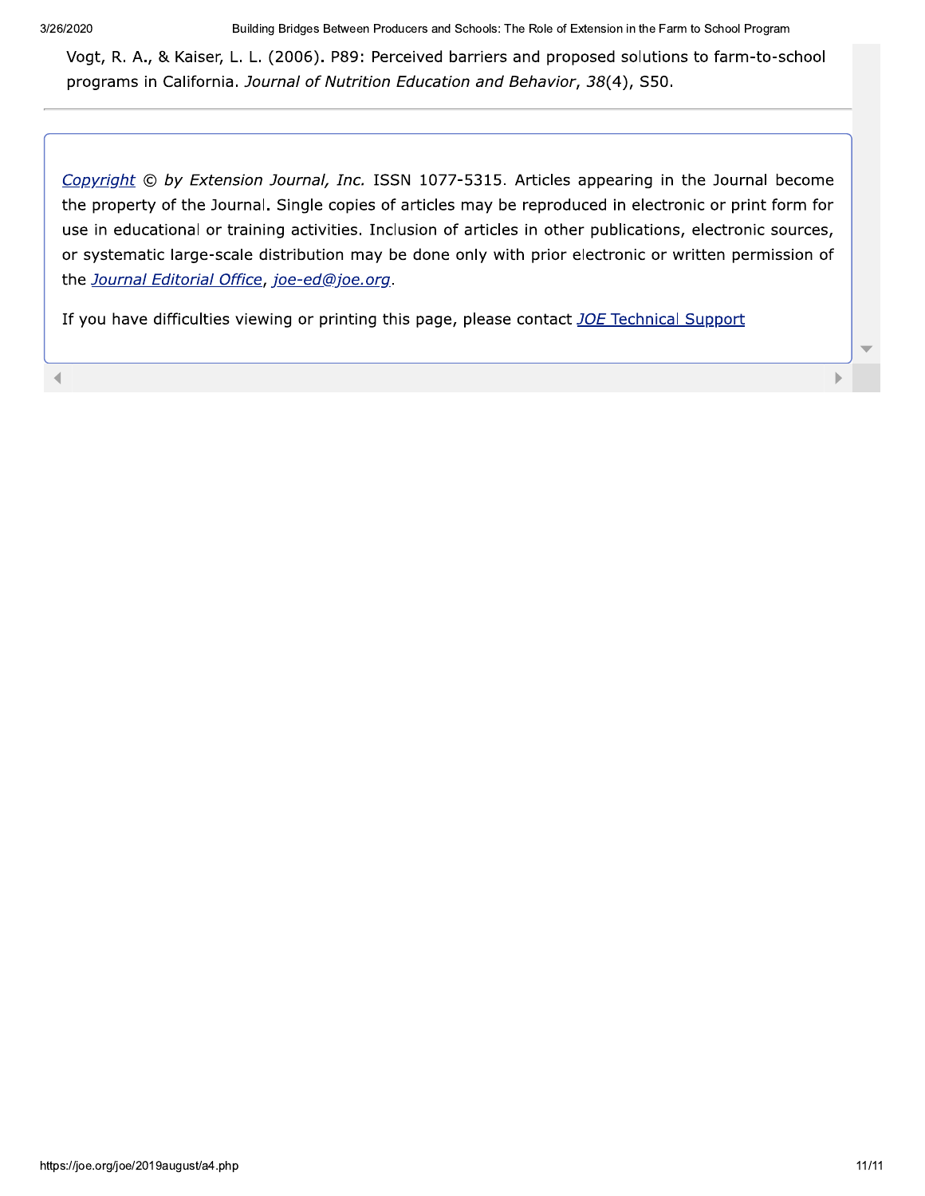Vogt, R. A., & Kaiser, L. L. (2006). P89: Perceived barriers and proposed solutions to farm-to-school programs in California. *Journal of Nutrition Education and Behavior*, *38*(4), S50.

---

Copyright © *by Extension Journal, Inc.* ISSN 1077-5315. Articles appearing in the Journal become the property of the Journal. Single copies of articles may be reproduced in electronic or print form for use in educational or training activities. Inclusion of articles in other publications, electronic sources, or systematic large-scale distribution may be done only with prior electronic or written permission of the *Journal Editorial Office*, *joe-ed@joe.org*.

If you have difficulties viewing or printing this page, please contact *JOE* Technical Support